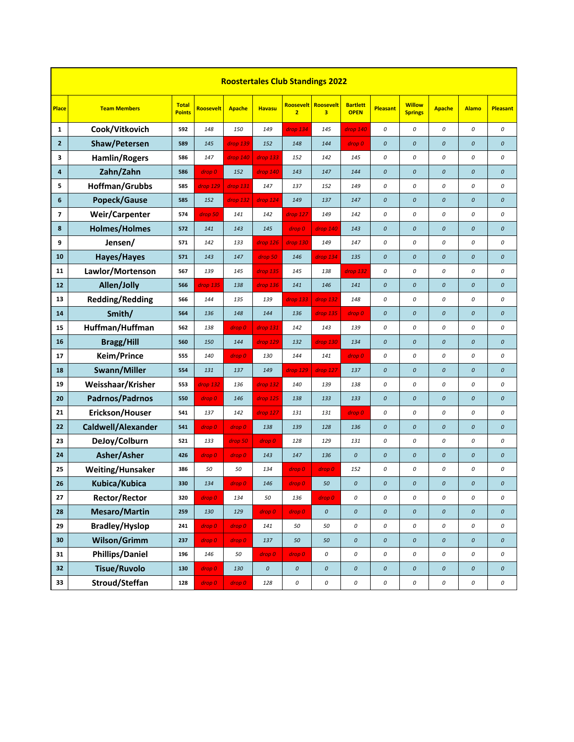# Roostertales Club Standings 2022

| Place | Team Members | Total Points | Roosevelt | Apache | Havasu | Roosevelt 2 | Roosevelt 3 | Bartlett OPEN | Pleasant | Willow Springs | Apache | Alamo | Pleasant |
|---|---|---|---|---|---|---|---|---|---|---|---|---|---|
| 1 | Cook/Vitkovich | 592 | 148 | 150 | 149 | drop 134 | 145 | drop 140 | 0 | 0 | 0 | 0 | 0 |
| 2 | Shaw/Petersen | 589 | 145 | drop 139 | 152 | 148 | 144 | drop 0 | 0 | 0 | 0 | 0 | 0 |
| 3 | Hamlin/Rogers | 586 | 147 | drop 140 | drop 133 | 152 | 142 | 145 | 0 | 0 | 0 | 0 | 0 |
| 4 | Zahn/Zahn | 586 | drop 0 | 152 | drop 140 | 143 | 147 | 144 | 0 | 0 | 0 | 0 | 0 |
| 5 | Hoffman/Grubbs | 585 | drop 129 | drop 131 | 147 | 137 | 152 | 149 | 0 | 0 | 0 | 0 | 0 |
| 6 | Popeck/Gause | 585 | 152 | drop 132 | drop 124 | 149 | 137 | 147 | 0 | 0 | 0 | 0 | 0 |
| 7 | Weir/Carpenter | 574 | drop 50 | 141 | 142 | drop 127 | 149 | 142 | 0 | 0 | 0 | 0 | 0 |
| 8 | Holmes/Holmes | 572 | 141 | 143 | 145 | drop 0 | drop 140 | 143 | 0 | 0 | 0 | 0 | 0 |
| 9 | Jensen/ | 571 | 142 | 133 | drop 126 | drop 130 | 149 | 147 | 0 | 0 | 0 | 0 | 0 |
| 10 | Hayes/Hayes | 571 | 143 | 147 | drop 50 | 146 | drop 134 | 135 | 0 | 0 | 0 | 0 | 0 |
| 11 | Lawlor/Mortenson | 567 | 139 | 145 | drop 135 | 145 | 138 | drop 132 | 0 | 0 | 0 | 0 | 0 |
| 12 | Allen/Jolly | 566 | drop 135 | 138 | drop 136 | 141 | 146 | 141 | 0 | 0 | 0 | 0 | 0 |
| 13 | Redding/Redding | 566 | 144 | 135 | 139 | drop 133 | drop 132 | 148 | 0 | 0 | 0 | 0 | 0 |
| 14 | Smith/ | 564 | 136 | 148 | 144 | 136 | drop 135 | drop 0 | 0 | 0 | 0 | 0 | 0 |
| 15 | Huffman/Huffman | 562 | 138 | drop 0 | drop 131 | 142 | 143 | 139 | 0 | 0 | 0 | 0 | 0 |
| 16 | Bragg/Hill | 560 | 150 | 144 | drop 129 | 132 | drop 130 | 134 | 0 | 0 | 0 | 0 | 0 |
| 17 | Keim/Prince | 555 | 140 | drop 0 | 130 | 144 | 141 | drop 0 | 0 | 0 | 0 | 0 | 0 |
| 18 | Swann/Miller | 554 | 131 | 137 | 149 | drop 129 | drop 127 | 137 | 0 | 0 | 0 | 0 | 0 |
| 19 | Weisshaar/Krisher | 553 | drop 132 | 136 | drop 132 | 140 | 139 | 138 | 0 | 0 | 0 | 0 | 0 |
| 20 | Padrnos/Padrnos | 550 | drop 0 | 146 | drop 125 | 138 | 133 | 133 | 0 | 0 | 0 | 0 | 0 |
| 21 | Erickson/Houser | 541 | 137 | 142 | drop 127 | 131 | 131 | drop 0 | 0 | 0 | 0 | 0 | 0 |
| 22 | Caldwell/Alexander | 541 | drop 0 | drop 0 | 138 | 139 | 128 | 136 | 0 | 0 | 0 | 0 | 0 |
| 23 | DeJoy/Colburn | 521 | 133 | drop 50 | drop 0 | 128 | 129 | 131 | 0 | 0 | 0 | 0 | 0 |
| 24 | Asher/Asher | 426 | drop 0 | drop 0 | 143 | 147 | 136 | 0 | 0 | 0 | 0 | 0 | 0 |
| 25 | Weiting/Hunsaker | 386 | 50 | 50 | 134 | drop 0 | drop 0 | 152 | 0 | 0 | 0 | 0 | 0 |
| 26 | Kubica/Kubica | 330 | 134 | drop 0 | 146 | drop 0 | 50 | 0 | 0 | 0 | 0 | 0 | 0 |
| 27 | Rector/Rector | 320 | drop 0 | 134 | 50 | 136 | drop 0 | 0 | 0 | 0 | 0 | 0 | 0 |
| 28 | Mesaro/Martin | 259 | 130 | 129 | drop 0 | drop 0 | 0 | 0 | 0 | 0 | 0 | 0 | 0 |
| 29 | Bradley/Hyslop | 241 | drop 0 | drop 0 | 141 | 50 | 50 | 0 | 0 | 0 | 0 | 0 | 0 |
| 30 | Wilson/Grimm | 237 | drop 0 | drop 0 | 137 | 50 | 50 | 0 | 0 | 0 | 0 | 0 | 0 |
| 31 | Phillips/Daniel | 196 | 146 | 50 | drop 0 | drop 0 | 0 | 0 | 0 | 0 | 0 | 0 | 0 |
| 32 | Tisue/Ruvolo | 130 | drop 0 | 130 | 0 | 0 | 0 | 0 | 0 | 0 | 0 | 0 | 0 |
| 33 | Stroud/Steffan | 128 | drop 0 | drop 0 | 128 | 0 | 0 | 0 | 0 | 0 | 0 | 0 | 0 |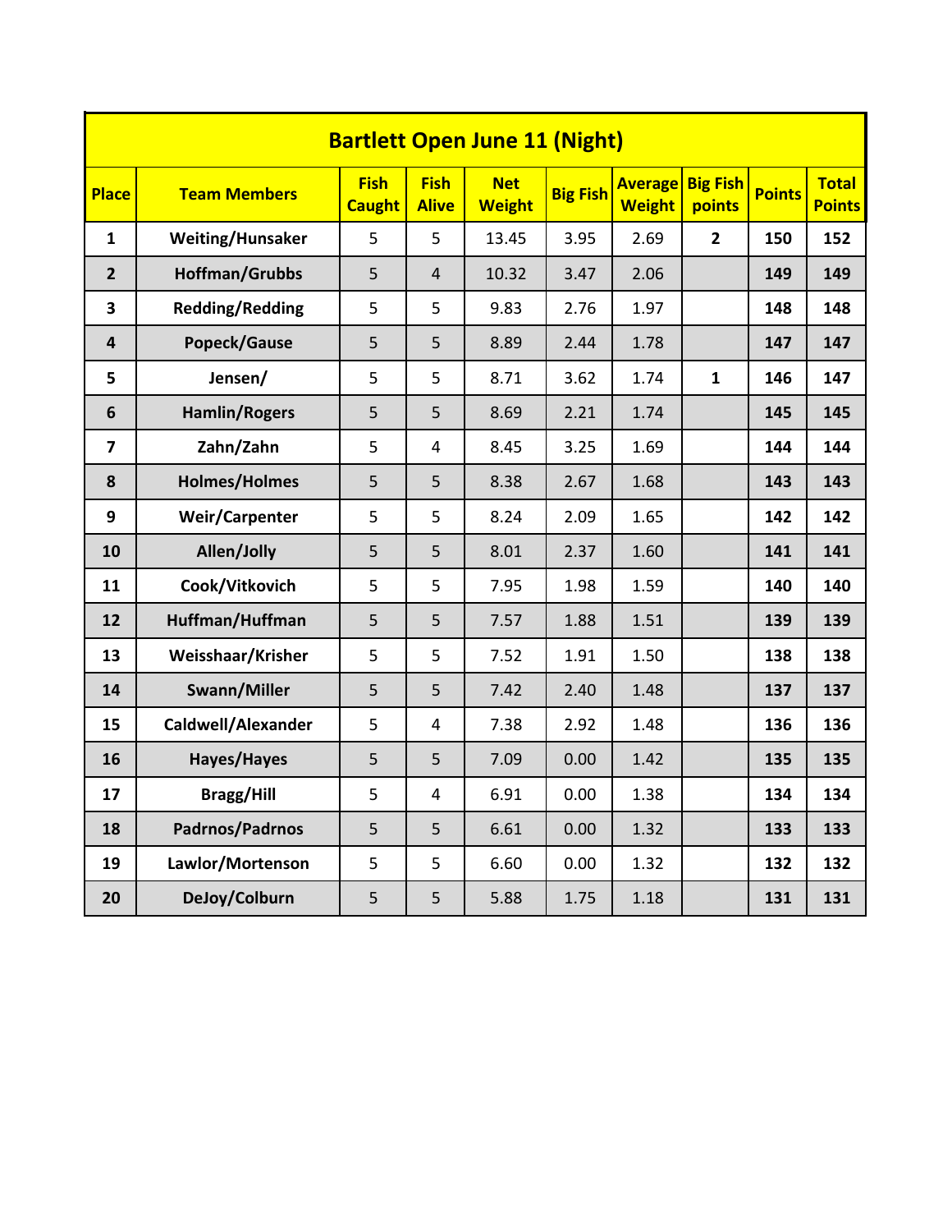| Bartlett Open June 11 (Night) | | | | | | | | | |
|---|---|---|---|---|---|---|---|---|---|
| **Place** | **Team Members** | **Fish Caught** | **Fish Alive** | **Net Weight** | **Big Fish** | **Average Weight** | **Big Fish points** | **Points** | **Total Points** |
| 1 | Weiting/Hunsaker | 5 | 5 | 13.45 | 3.95 | 2.69 | 2 | 150 | 152 |
| 2 | Hoffman/Grubbs | 5 | 4 | 10.32 | 3.47 | 2.06 | | 149 | 149 |
| 3 | Redding/Redding | 5 | 5 | 9.83 | 2.76 | 1.97 | | 148 | 148 |
| 4 | Popeck/Gause | 5 | 5 | 8.89 | 2.44 | 1.78 | | 147 | 147 |
| 5 | Jensen/ | 5 | 5 | 8.71 | 3.62 | 1.74 | 1 | 146 | 147 |
| 6 | Hamlin/Rogers | 5 | 5 | 8.69 | 2.21 | 1.74 | | 145 | 145 |
| 7 | Zahn/Zahn | 5 | 4 | 8.45 | 3.25 | 1.69 | | 144 | 144 |
| 8 | Holmes/Holmes | 5 | 5 | 8.38 | 2.67 | 1.68 | | 143 | 143 |
| 9 | Weir/Carpenter | 5 | 5 | 8.24 | 2.09 | 1.65 | | 142 | 142 |
| 10 | Allen/Jolly | 5 | 5 | 8.01 | 2.37 | 1.60 | | 141 | 141 |
| 11 | Cook/Vitkovich | 5 | 5 | 7.95 | 1.98 | 1.59 | | 140 | 140 |
| 12 | Huffman/Huffman | 5 | 5 | 7.57 | 1.88 | 1.51 | | 139 | 139 |
| 13 | Weisshaar/Krisher | 5 | 5 | 7.52 | 1.91 | 1.50 | | 138 | 138 |
| 14 | Swann/Miller | 5 | 5 | 7.42 | 2.40 | 1.48 | | 137 | 137 |
| 15 | Caldwell/Alexander | 5 | 4 | 7.38 | 2.92 | 1.48 | | 136 | 136 |
| 16 | Hayes/Hayes | 5 | 5 | 7.09 | 0.00 | 1.42 | | 135 | 135 |
| 17 | Bragg/Hill | 5 | 4 | 6.91 | 0.00 | 1.38 | | 134 | 134 |
| 18 | Padrnos/Padrnos | 5 | 5 | 6.61 | 0.00 | 1.32 | | 133 | 133 |
| 19 | Lawlor/Mortenson | 5 | 5 | 6.60 | 0.00 | 1.32 | | 132 | 132 |
| 20 | DeJoy/Colburn | 5 | 5 | 5.88 | 1.75 | 1.18 | | 131 | 131 |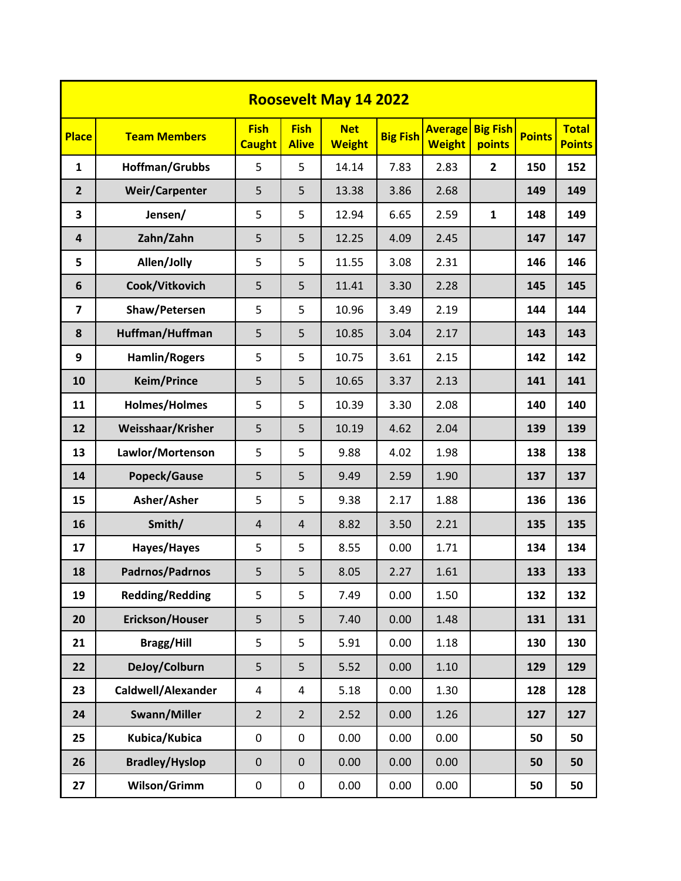| Roosevelt May 14 2022 | | | | | | | | | | |
|---|---|---|---|---|---|---|---|---|---|---|
| **Place** | **Team Members** | **Fish Caught** | **Fish Alive** | **Net Weight** | **Big Fish** | **Average Weight** | **Big Fish points** | **Points** | **Total Points** |
| **1** | **Hoffman/Grubbs** | 5 | 5 | 14.14 | 7.83 | 2.83 | **2** | **150** | **152** |
| **2** | **Weir/Carpenter** | 5 | 5 | 13.38 | 3.86 | 2.68 | | **149** | **149** |
| **3** | **Jensen/** | 5 | 5 | 12.94 | 6.65 | 2.59 | **1** | **148** | **149** |
| **4** | **Zahn/Zahn** | 5 | 5 | 12.25 | 4.09 | 2.45 | | **147** | **147** |
| **5** | **Allen/Jolly** | 5 | 5 | 11.55 | 3.08 | 2.31 | | **146** | **146** |
| **6** | **Cook/Vitkovich** | 5 | 5 | 11.41 | 3.30 | 2.28 | | **145** | **145** |
| **7** | **Shaw/Petersen** | 5 | 5 | 10.96 | 3.49 | 2.19 | | **144** | **144** |
| **8** | **Huffman/Huffman** | 5 | 5 | 10.85 | 3.04 | 2.17 | | **143** | **143** |
| **9** | **Hamlin/Rogers** | 5 | 5 | 10.75 | 3.61 | 2.15 | | **142** | **142** |
| **10** | **Keim/Prince** | 5 | 5 | 10.65 | 3.37 | 2.13 | | **141** | **141** |
| **11** | **Holmes/Holmes** | 5 | 5 | 10.39 | 3.30 | 2.08 | | **140** | **140** |
| **12** | **Weisshaar/Krisher** | 5 | 5 | 10.19 | 4.62 | 2.04 | | **139** | **139** |
| **13** | **Lawlor/Mortenson** | 5 | 5 | 9.88 | 4.02 | 1.98 | | **138** | **138** |
| **14** | **Popeck/Gause** | 5 | 5 | 9.49 | 2.59 | 1.90 | | **137** | **137** |
| **15** | **Asher/Asher** | 5 | 5 | 9.38 | 2.17 | 1.88 | | **136** | **136** |
| **16** | **Smith/** | 4 | 4 | 8.82 | 3.50 | 2.21 | | **135** | **135** |
| **17** | **Hayes/Hayes** | 5 | 5 | 8.55 | 0.00 | 1.71 | | **134** | **134** |
| **18** | **Padrnos/Padrnos** | 5 | 5 | 8.05 | 2.27 | 1.61 | | **133** | **133** |
| **19** | **Redding/Redding** | 5 | 5 | 7.49 | 0.00 | 1.50 | | **132** | **132** |
| **20** | **Erickson/Houser** | 5 | 5 | 7.40 | 0.00 | 1.48 | | **131** | **131** |
| **21** | **Bragg/Hill** | 5 | 5 | 5.91 | 0.00 | 1.18 | | **130** | **130** |
| **22** | **DeJoy/Colburn** | 5 | 5 | 5.52 | 0.00 | 1.10 | | **129** | **129** |
| **23** | **Caldwell/Alexander** | 4 | 4 | 5.18 | 0.00 | 1.30 | | **128** | **128** |
| **24** | **Swann/Miller** | 2 | 2 | 2.52 | 0.00 | 1.26 | | **127** | **127** |
| **25** | **Kubica/Kubica** | 0 | 0 | 0.00 | 0.00 | 0.00 | | **50** | **50** |
| **26** | **Bradley/Hyslop** | 0 | 0 | 0.00 | 0.00 | 0.00 | | **50** | **50** |
| **27** | **Wilson/Grimm** | 0 | 0 | 0.00 | 0.00 | 0.00 | | **50** | **50** |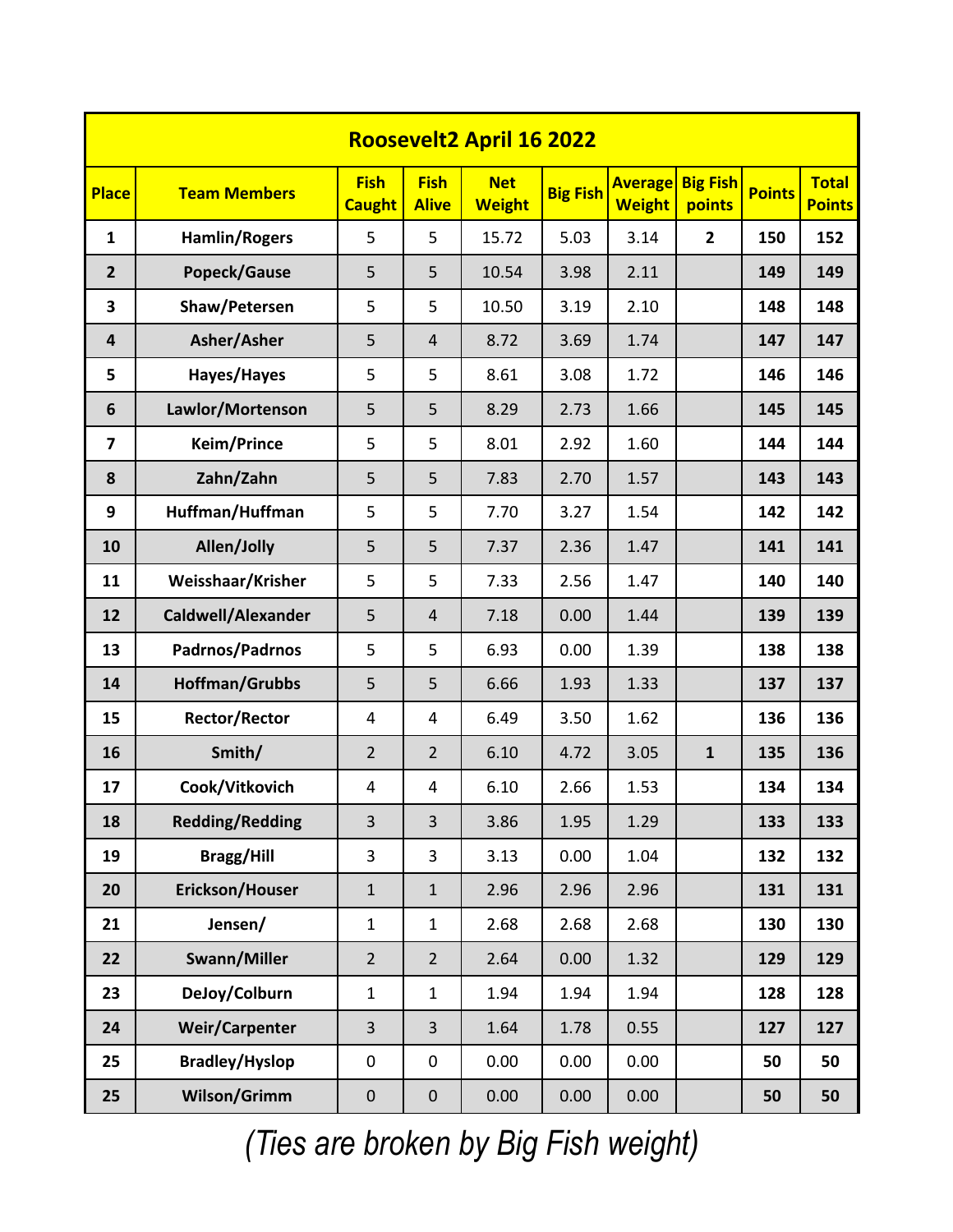| Roosevelt2 April 16 2022 | | | | | | | | | |
|---|---|---|---|---|---|---|---|---|---|
| **Place** | **Team Members** | **Fish Caught** | **Fish Alive** | **Net Weight** | **Big Fish** | **Average Weight** | **Big Fish points** | **Points** | **Total Points** |
| 1 | Hamlin/Rogers | 5 | 5 | 15.72 | 5.03 | 3.14 | 2 | 150 | 152 |
| 2 | Popeck/Gause | 5 | 5 | 10.54 | 3.98 | 2.11 | | 149 | 149 |
| 3 | Shaw/Petersen | 5 | 5 | 10.50 | 3.19 | 2.10 | | 148 | 148 |
| 4 | Asher/Asher | 5 | 4 | 8.72 | 3.69 | 1.74 | | 147 | 147 |
| 5 | Hayes/Hayes | 5 | 5 | 8.61 | 3.08 | 1.72 | | 146 | 146 |
| 6 | Lawlor/Mortenson | 5 | 5 | 8.29 | 2.73 | 1.66 | | 145 | 145 |
| 7 | Keim/Prince | 5 | 5 | 8.01 | 2.92 | 1.60 | | 144 | 144 |
| 8 | Zahn/Zahn | 5 | 5 | 7.83 | 2.70 | 1.57 | | 143 | 143 |
| 9 | Huffman/Huffman | 5 | 5 | 7.70 | 3.27 | 1.54 | | 142 | 142 |
| 10 | Allen/Jolly | 5 | 5 | 7.37 | 2.36 | 1.47 | | 141 | 141 |
| 11 | Weisshaar/Krisher | 5 | 5 | 7.33 | 2.56 | 1.47 | | 140 | 140 |
| 12 | Caldwell/Alexander | 5 | 4 | 7.18 | 0.00 | 1.44 | | 139 | 139 |
| 13 | Padrnos/Padrnos | 5 | 5 | 6.93 | 0.00 | 1.39 | | 138 | 138 |
| 14 | Hoffman/Grubbs | 5 | 5 | 6.66 | 1.93 | 1.33 | | 137 | 137 |
| 15 | Rector/Rector | 4 | 4 | 6.49 | 3.50 | 1.62 | | 136 | 136 |
| 16 | Smith/ | 2 | 2 | 6.10 | 4.72 | 3.05 | 1 | 135 | 136 |
| 17 | Cook/Vitkovich | 4 | 4 | 6.10 | 2.66 | 1.53 | | 134 | 134 |
| 18 | Redding/Redding | 3 | 3 | 3.86 | 1.95 | 1.29 | | 133 | 133 |
| 19 | Bragg/Hill | 3 | 3 | 3.13 | 0.00 | 1.04 | | 132 | 132 |
| 20 | Erickson/Houser | 1 | 1 | 2.96 | 2.96 | 2.96 | | 131 | 131 |
| 21 | Jensen/ | 1 | 1 | 2.68 | 2.68 | 2.68 | | 130 | 130 |
| 22 | Swann/Miller | 2 | 2 | 2.64 | 0.00 | 1.32 | | 129 | 129 |
| 23 | DeJoy/Colburn | 1 | 1 | 1.94 | 1.94 | 1.94 | | 128 | 128 |
| 24 | Weir/Carpenter | 3 | 3 | 1.64 | 1.78 | 0.55 | | 127 | 127 |
| 25 | Bradley/Hyslop | 0 | 0 | 0.00 | 0.00 | 0.00 | | 50 | 50 |
| 25 | Wilson/Grimm | 0 | 0 | 0.00 | 0.00 | 0.00 | | 50 | 50 |

*(Ties are broken by Big Fish weight)*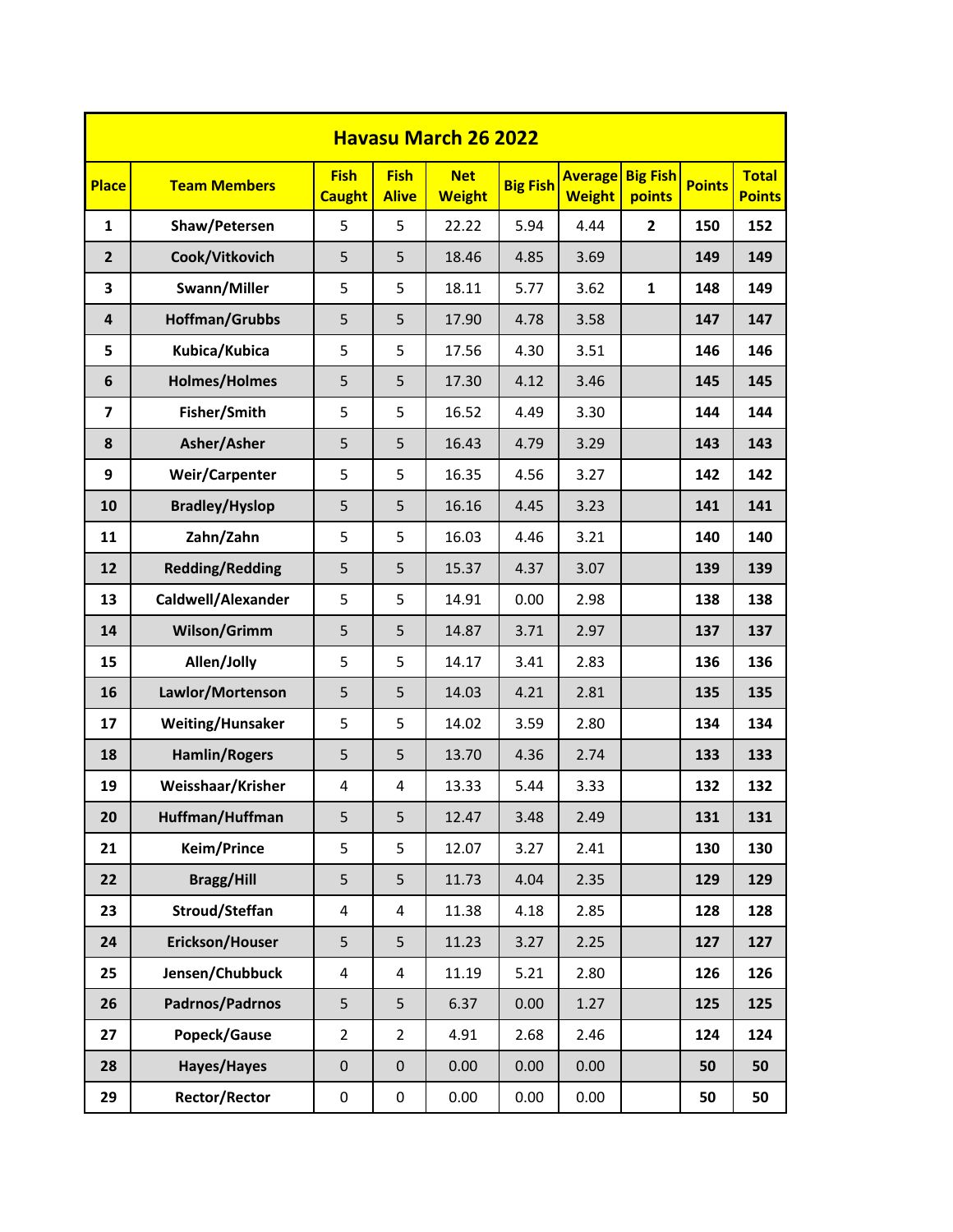| Havasu March 26 2022 | | | | | | | | | |
|---|---|---|---|---|---|---|---|---|---|
| **Place** | **Team Members** | **Fish Caught** | **Fish Alive** | **Net Weight** | **Big Fish** | **Average Weight** | **Big Fish points** | **Points** | **Total Points** |
| 1 | Shaw/Petersen | 5 | 5 | 22.22 | 5.94 | 4.44 | 2 | 150 | 152 |
| 2 | Cook/Vitkovich | 5 | 5 | 18.46 | 4.85 | 3.69 | | 149 | 149 |
| 3 | Swann/Miller | 5 | 5 | 18.11 | 5.77 | 3.62 | 1 | 148 | 149 |
| 4 | Hoffman/Grubbs | 5 | 5 | 17.90 | 4.78 | 3.58 | | 147 | 147 |
| 5 | Kubica/Kubica | 5 | 5 | 17.56 | 4.30 | 3.51 | | 146 | 146 |
| 6 | Holmes/Holmes | 5 | 5 | 17.30 | 4.12 | 3.46 | | 145 | 145 |
| 7 | Fisher/Smith | 5 | 5 | 16.52 | 4.49 | 3.30 | | 144 | 144 |
| 8 | Asher/Asher | 5 | 5 | 16.43 | 4.79 | 3.29 | | 143 | 143 |
| 9 | Weir/Carpenter | 5 | 5 | 16.35 | 4.56 | 3.27 | | 142 | 142 |
| 10 | Bradley/Hyslop | 5 | 5 | 16.16 | 4.45 | 3.23 | | 141 | 141 |
| 11 | Zahn/Zahn | 5 | 5 | 16.03 | 4.46 | 3.21 | | 140 | 140 |
| 12 | Redding/Redding | 5 | 5 | 15.37 | 4.37 | 3.07 | | 139 | 139 |
| 13 | Caldwell/Alexander | 5 | 5 | 14.91 | 0.00 | 2.98 | | 138 | 138 |
| 14 | Wilson/Grimm | 5 | 5 | 14.87 | 3.71 | 2.97 | | 137 | 137 |
| 15 | Allen/Jolly | 5 | 5 | 14.17 | 3.41 | 2.83 | | 136 | 136 |
| 16 | Lawlor/Mortenson | 5 | 5 | 14.03 | 4.21 | 2.81 | | 135 | 135 |
| 17 | Weiting/Hunsaker | 5 | 5 | 14.02 | 3.59 | 2.80 | | 134 | 134 |
| 18 | Hamlin/Rogers | 5 | 5 | 13.70 | 4.36 | 2.74 | | 133 | 133 |
| 19 | Weisshaar/Krisher | 4 | 4 | 13.33 | 5.44 | 3.33 | | 132 | 132 |
| 20 | Huffman/Huffman | 5 | 5 | 12.47 | 3.48 | 2.49 | | 131 | 131 |
| 21 | Keim/Prince | 5 | 5 | 12.07 | 3.27 | 2.41 | | 130 | 130 |
| 22 | Bragg/Hill | 5 | 5 | 11.73 | 4.04 | 2.35 | | 129 | 129 |
| 23 | Stroud/Steffan | 4 | 4 | 11.38 | 4.18 | 2.85 | | 128 | 128 |
| 24 | Erickson/Houser | 5 | 5 | 11.23 | 3.27 | 2.25 | | 127 | 127 |
| 25 | Jensen/Chubbuck | 4 | 4 | 11.19 | 5.21 | 2.80 | | 126 | 126 |
| 26 | Padrnos/Padrnos | 5 | 5 | 6.37 | 0.00 | 1.27 | | 125 | 125 |
| 27 | Popeck/Gause | 2 | 2 | 4.91 | 2.68 | 2.46 | | 124 | 124 |
| 28 | Hayes/Hayes | 0 | 0 | 0.00 | 0.00 | 0.00 | | 50 | 50 |
| 29 | Rector/Rector | 0 | 0 | 0.00 | 0.00 | 0.00 | | 50 | 50 |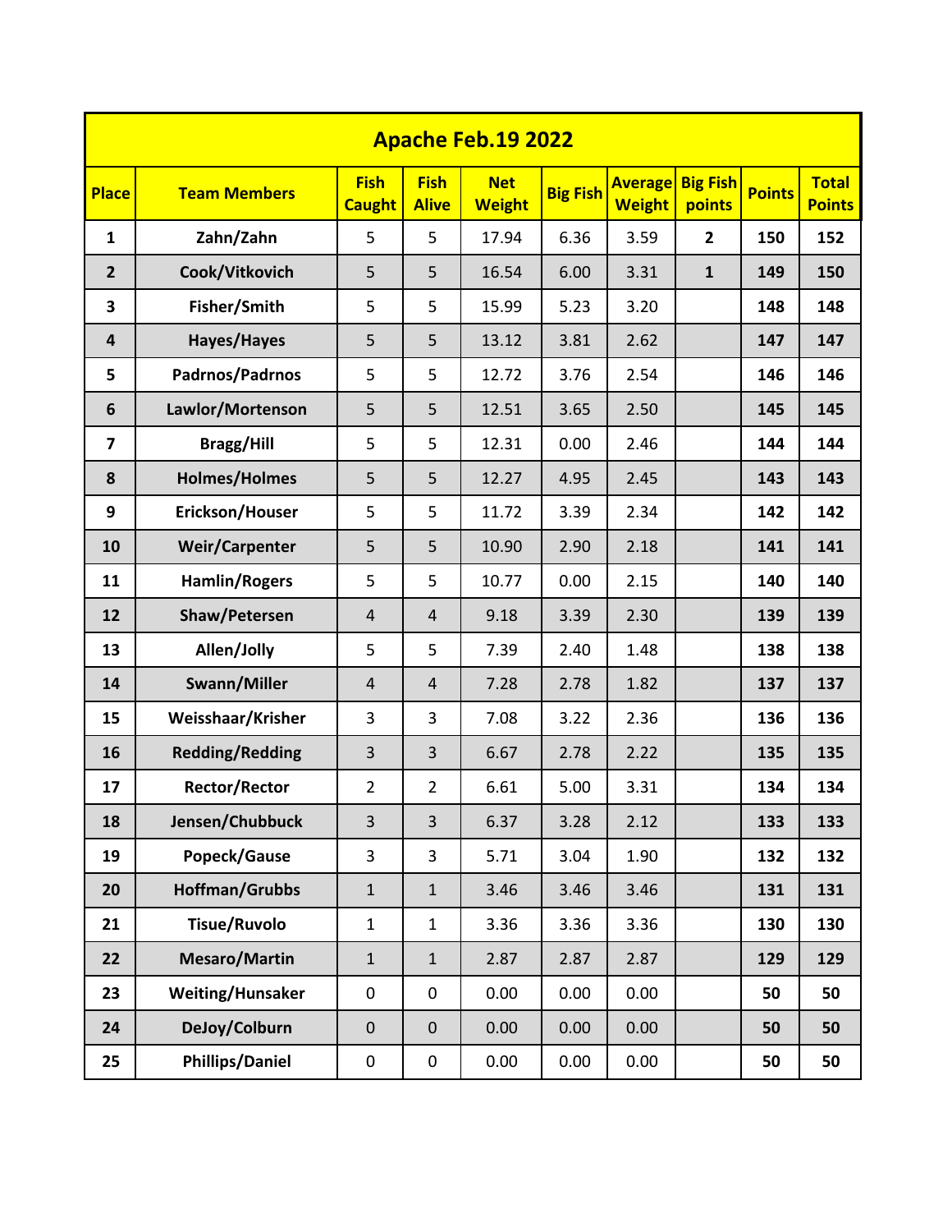| Apache Feb.19 2022 | | | | | | | | | |
|---|---|---|---|---|---|---|---|---|---|
| **Place** | **Team Members** | **Fish Caught** | **Fish Alive** | **Net Weight** | **Big Fish** | **Average Weight** | **Big Fish points** | **Points** | **Total Points** |
| 1 | Zahn/Zahn | 5 | 5 | 17.94 | 6.36 | 3.59 | 2 | 150 | 152 |
| 2 | Cook/Vitkovich | 5 | 5 | 16.54 | 6.00 | 3.31 | 1 | 149 | 150 |
| 3 | Fisher/Smith | 5 | 5 | 15.99 | 5.23 | 3.20 | | 148 | 148 |
| 4 | Hayes/Hayes | 5 | 5 | 13.12 | 3.81 | 2.62 | | 147 | 147 |
| 5 | Padrnos/Padrnos | 5 | 5 | 12.72 | 3.76 | 2.54 | | 146 | 146 |
| 6 | Lawlor/Mortenson | 5 | 5 | 12.51 | 3.65 | 2.50 | | 145 | 145 |
| 7 | Bragg/Hill | 5 | 5 | 12.31 | 0.00 | 2.46 | | 144 | 144 |
| 8 | Holmes/Holmes | 5 | 5 | 12.27 | 4.95 | 2.45 | | 143 | 143 |
| 9 | Erickson/Houser | 5 | 5 | 11.72 | 3.39 | 2.34 | | 142 | 142 |
| 10 | Weir/Carpenter | 5 | 5 | 10.90 | 2.90 | 2.18 | | 141 | 141 |
| 11 | Hamlin/Rogers | 5 | 5 | 10.77 | 0.00 | 2.15 | | 140 | 140 |
| 12 | Shaw/Petersen | 4 | 4 | 9.18 | 3.39 | 2.30 | | 139 | 139 |
| 13 | Allen/Jolly | 5 | 5 | 7.39 | 2.40 | 1.48 | | 138 | 138 |
| 14 | Swann/Miller | 4 | 4 | 7.28 | 2.78 | 1.82 | | 137 | 137 |
| 15 | Weisshaar/Krisher | 3 | 3 | 7.08 | 3.22 | 2.36 | | 136 | 136 |
| 16 | Redding/Redding | 3 | 3 | 6.67 | 2.78 | 2.22 | | 135 | 135 |
| 17 | Rector/Rector | 2 | 2 | 6.61 | 5.00 | 3.31 | | 134 | 134 |
| 18 | Jensen/Chubbuck | 3 | 3 | 6.37 | 3.28 | 2.12 | | 133 | 133 |
| 19 | Popeck/Gause | 3 | 3 | 5.71 | 3.04 | 1.90 | | 132 | 132 |
| 20 | Hoffman/Grubbs | 1 | 1 | 3.46 | 3.46 | 3.46 | | 131 | 131 |
| 21 | Tisue/Ruvolo | 1 | 1 | 3.36 | 3.36 | 3.36 | | 130 | 130 |
| 22 | Mesaro/Martin | 1 | 1 | 2.87 | 2.87 | 2.87 | | 129 | 129 |
| 23 | Weiting/Hunsaker | 0 | 0 | 0.00 | 0.00 | 0.00 | | 50 | 50 |
| 24 | DeJoy/Colburn | 0 | 0 | 0.00 | 0.00 | 0.00 | | 50 | 50 |
| 25 | Phillips/Daniel | 0 | 0 | 0.00 | 0.00 | 0.00 | | 50 | 50 |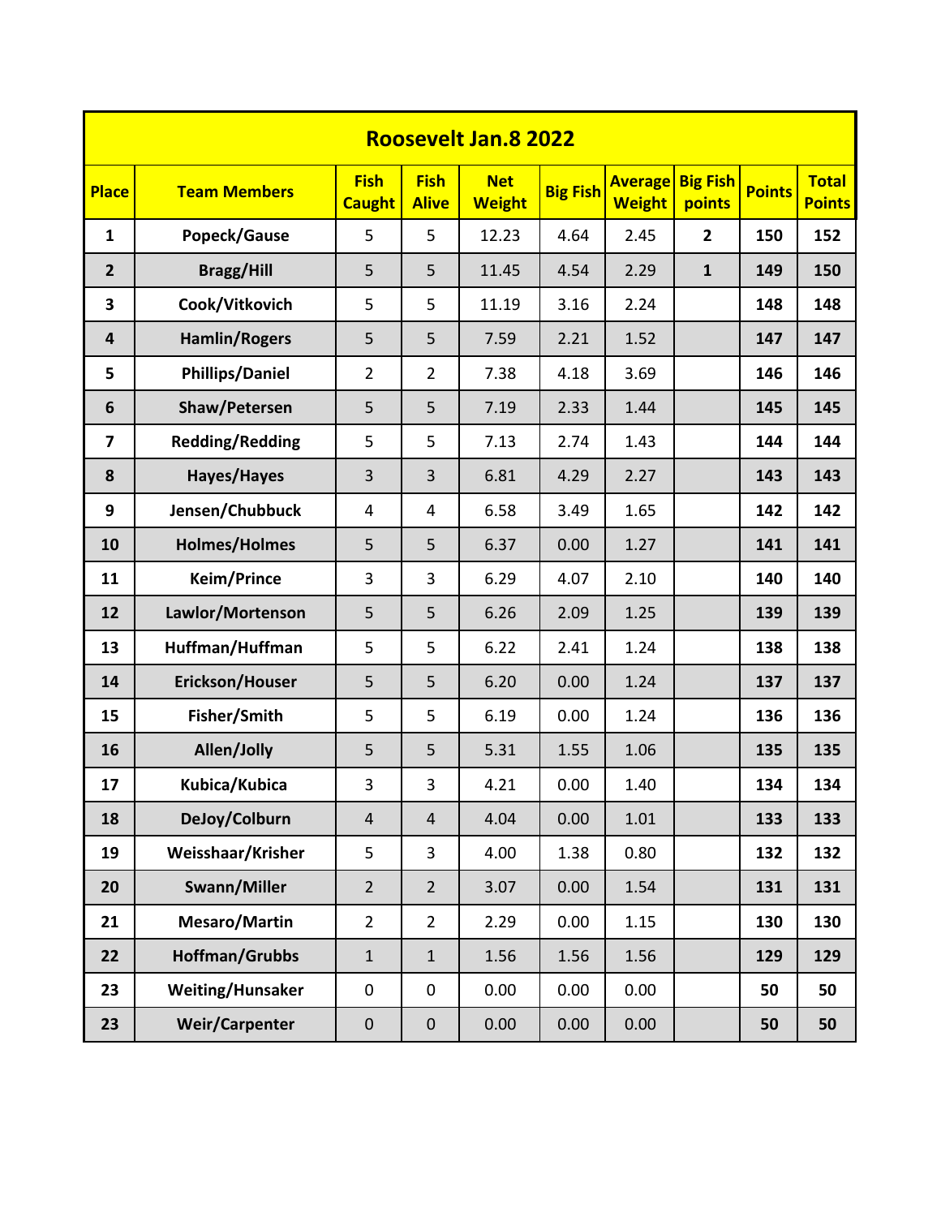| Roosevelt Jan.8 2022 | | | | | | | | | |
|---|---|---|---|---|---|---|---|---|---|
| **Place** | **Team Members** | **Fish Caught** | **Fish Alive** | **Net Weight** | **Big Fish** | **Average Weight** | **Big Fish points** | **Points** | **Total Points** |
| 1 | Popeck/Gause | 5 | 5 | 12.23 | 4.64 | 2.45 | 2 | 150 | 152 |
| 2 | Bragg/Hill | 5 | 5 | 11.45 | 4.54 | 2.29 | 1 | 149 | 150 |
| 3 | Cook/Vitkovich | 5 | 5 | 11.19 | 3.16 | 2.24 | | 148 | 148 |
| 4 | Hamlin/Rogers | 5 | 5 | 7.59 | 2.21 | 1.52 | | 147 | 147 |
| 5 | Phillips/Daniel | 2 | 2 | 7.38 | 4.18 | 3.69 | | 146 | 146 |
| 6 | Shaw/Petersen | 5 | 5 | 7.19 | 2.33 | 1.44 | | 145 | 145 |
| 7 | Redding/Redding | 5 | 5 | 7.13 | 2.74 | 1.43 | | 144 | 144 |
| 8 | Hayes/Hayes | 3 | 3 | 6.81 | 4.29 | 2.27 | | 143 | 143 |
| 9 | Jensen/Chubbuck | 4 | 4 | 6.58 | 3.49 | 1.65 | | 142 | 142 |
| 10 | Holmes/Holmes | 5 | 5 | 6.37 | 0.00 | 1.27 | | 141 | 141 |
| 11 | Keim/Prince | 3 | 3 | 6.29 | 4.07 | 2.10 | | 140 | 140 |
| 12 | Lawlor/Mortenson | 5 | 5 | 6.26 | 2.09 | 1.25 | | 139 | 139 |
| 13 | Huffman/Huffman | 5 | 5 | 6.22 | 2.41 | 1.24 | | 138 | 138 |
| 14 | Erickson/Houser | 5 | 5 | 6.20 | 0.00 | 1.24 | | 137 | 137 |
| 15 | Fisher/Smith | 5 | 5 | 6.19 | 0.00 | 1.24 | | 136 | 136 |
| 16 | Allen/Jolly | 5 | 5 | 5.31 | 1.55 | 1.06 | | 135 | 135 |
| 17 | Kubica/Kubica | 3 | 3 | 4.21 | 0.00 | 1.40 | | 134 | 134 |
| 18 | DeJoy/Colburn | 4 | 4 | 4.04 | 0.00 | 1.01 | | 133 | 133 |
| 19 | Weisshaar/Krisher | 5 | 3 | 4.00 | 1.38 | 0.80 | | 132 | 132 |
| 20 | Swann/Miller | 2 | 2 | 3.07 | 0.00 | 1.54 | | 131 | 131 |
| 21 | Mesaro/Martin | 2 | 2 | 2.29 | 0.00 | 1.15 | | 130 | 130 |
| 22 | Hoffman/Grubbs | 1 | 1 | 1.56 | 1.56 | 1.56 | | 129 | 129 |
| 23 | Weiting/Hunsaker | 0 | 0 | 0.00 | 0.00 | 0.00 | | 50 | 50 |
| 23 | Weir/Carpenter | 0 | 0 | 0.00 | 0.00 | 0.00 | | 50 | 50 |